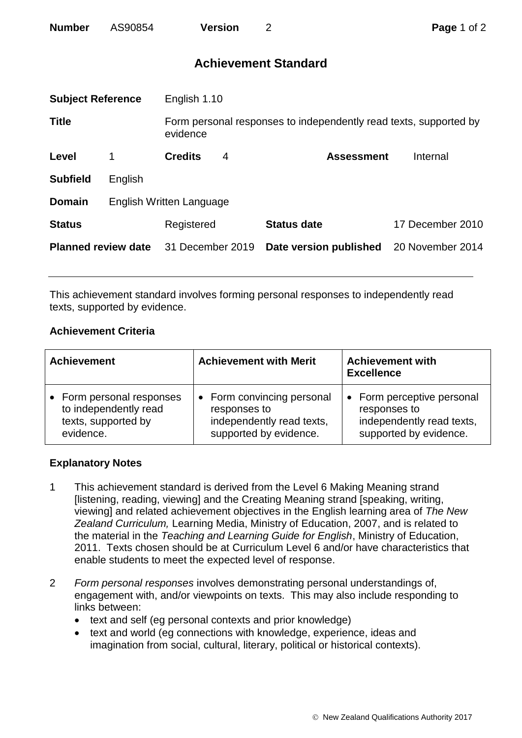| **Number** | AS90854 | **Version** | 2 |
|---|---|---|---|

# Achievement Standard

| | | | |
|---|---|---|---|
| **Subject Reference** | English 1.10 | | |
| **Title** | Form personal responses to independently read texts, supported by evidence | | |
| **Level** 1 | **Credits** 4 | **Assessment** | Internal |
| **Subfield** | English | | |
| **Domain** | English Written Language | | |
| **Status** | Registered | **Status date** | 17 December 2010 |
| **Planned review date** | 31 December 2019 | **Date version published** | 20 November 2014 |

This achievement standard involves forming personal responses to independently read texts, supported by evidence.

### Achievement Criteria

| Achievement | Achievement with Merit | Achievement with Excellence |
|---|---|---|
| • Form personal responses to independently read texts, supported by evidence. | • Form convincing personal responses to independently read texts, supported by evidence. | • Form perceptive personal responses to independently read texts, supported by evidence. |

### Explanatory Notes

1 This achievement standard is derived from the Level 6 Making Meaning strand [listening, reading, viewing] and the Creating Meaning strand [speaking, writing, viewing] and related achievement objectives in the English learning area of *The New Zealand Curriculum,* Learning Media, Ministry of Education, 2007, and is related to the material in the *Teaching and Learning Guide for English*, Ministry of Education, 2011. Texts chosen should be at Curriculum Level 6 and/or have characteristics that enable students to meet the expected level of response.

2 *Form personal responses* involves demonstrating personal understandings of, engagement with, and/or viewpoints on texts. This may also include responding to links between:
- text and self (eg personal contexts and prior knowledge)
- text and world (eg connections with knowledge, experience, ideas and imagination from social, cultural, literary, political or historical contexts).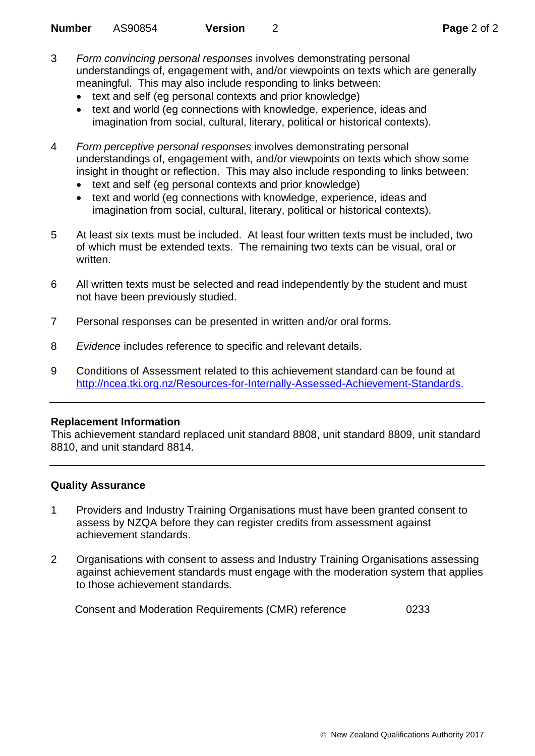3. *Form convincing personal responses* involves demonstrating personal understandings of, engagement with, and/or viewpoints on texts which are generally meaningful. This may also include responding to links between:
   - text and self (eg personal contexts and prior knowledge)
   - text and world (eg connections with knowledge, experience, ideas and imagination from social, cultural, literary, political or historical contexts).

4. *Form perceptive personal responses* involves demonstrating personal understandings of, engagement with, and/or viewpoints on texts which show some insight in thought or reflection. This may also include responding to links between:
   - text and self (eg personal contexts and prior knowledge)
   - text and world (eg connections with knowledge, experience, ideas and imagination from social, cultural, literary, political or historical contexts).

5. At least six texts must be included. At least four written texts must be included, two of which must be extended texts. The remaining two texts can be visual, oral or written.

6. All written texts must be selected and read independently by the student and must not have been previously studied.

7. Personal responses can be presented in written and/or oral forms.

8. *Evidence* includes reference to specific and relevant details.

9. Conditions of Assessment related to this achievement standard can be found at http://ncea.tki.org.nz/Resources-for-Internally-Assessed-Achievement-Standards.

---

**Replacement Information**

This achievement standard replaced unit standard 8808, unit standard 8809, unit standard 8810, and unit standard 8814.

---

**Quality Assurance**

1. Providers and Industry Training Organisations must have been granted consent to assess by NZQA before they can register credits from assessment against achievement standards.

2. Organisations with consent to assess and Industry Training Organisations assessing against achievement standards must engage with the moderation system that applies to those achievement standards.

Consent and Moderation Requirements (CMR) reference 0233

© New Zealand Qualifications Authority 2017